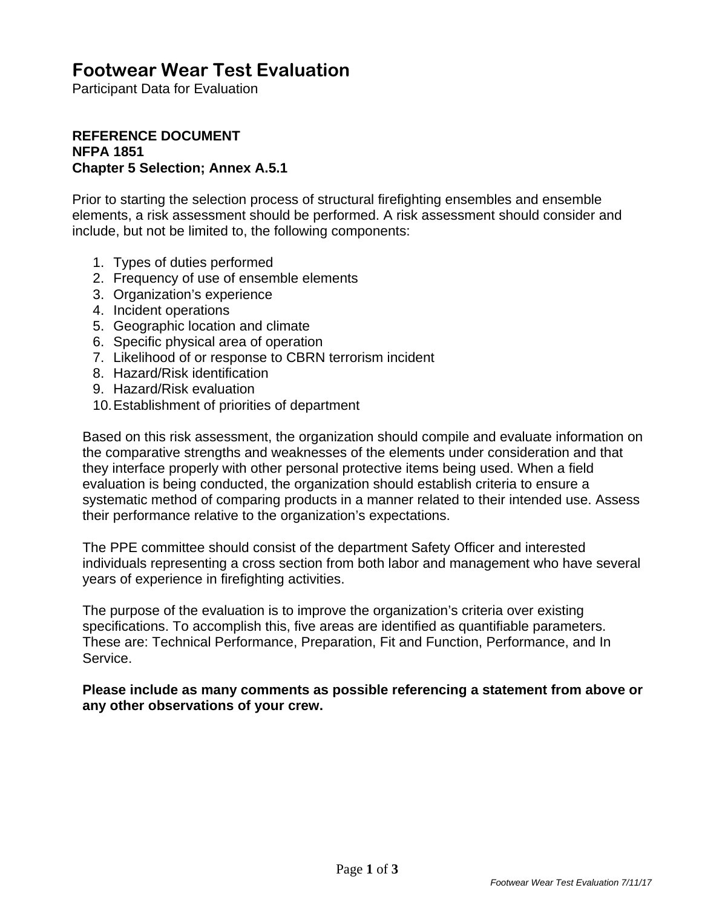# Footwear Wear Test Evaluation

Participant Data for Evaluation

**REFERENCE DOCUMENT**
**NFPA 1851**
**Chapter 5 Selection; Annex A.5.1**

Prior to starting the selection process of structural firefighting ensembles and ensemble elements, a risk assessment should be performed. A risk assessment should consider and include, but not be limited to, the following components:

1. Types of duties performed
2. Frequency of use of ensemble elements
3. Organization's experience
4. Incident operations
5. Geographic location and climate
6. Specific physical area of operation
7. Likelihood of or response to CBRN terrorism incident
8. Hazard/Risk identification
9. Hazard/Risk evaluation
10. Establishment of priorities of department

Based on this risk assessment, the organization should compile and evaluate information on the comparative strengths and weaknesses of the elements under consideration and that they interface properly with other personal protective items being used. When a field evaluation is being conducted, the organization should establish criteria to ensure a systematic method of comparing products in a manner related to their intended use. Assess their performance relative to the organization's expectations.

The PPE committee should consist of the department Safety Officer and interested individuals representing a cross section from both labor and management who have several years of experience in firefighting activities.

The purpose of the evaluation is to improve the organization's criteria over existing specifications. To accomplish this, five areas are identified as quantifiable parameters. These are: Technical Performance, Preparation, Fit and Function, Performance, and In Service.

**Please include as many comments as possible referencing a statement from above or any other observations of your crew.**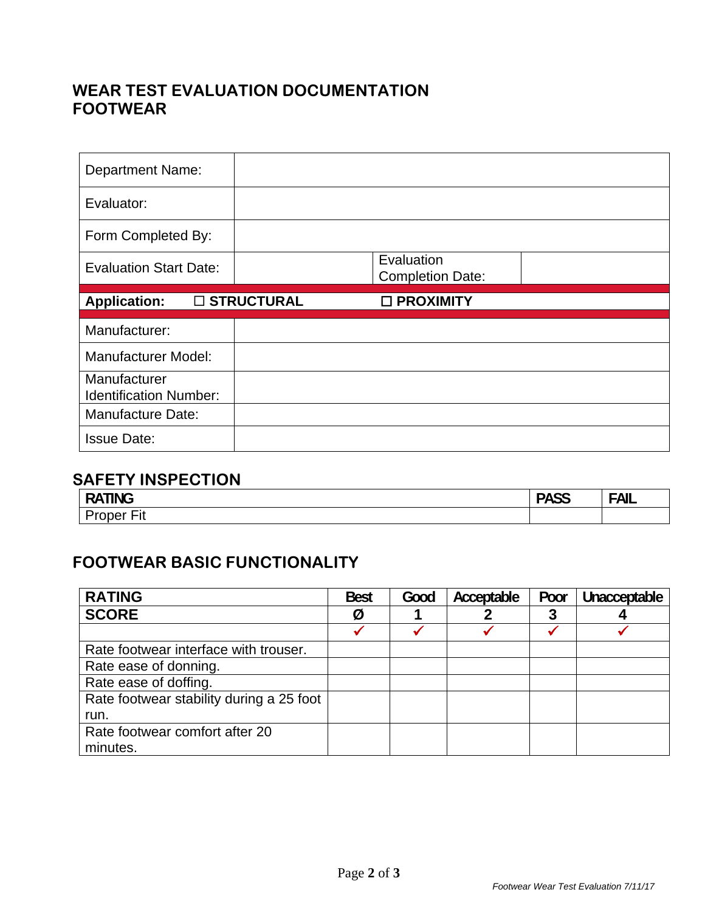# WEAR TEST EVALUATION DOCUMENTATION
# FOOTWEAR

| | | | |
|---|---|---|---|
| Department Name: | | | |
| Evaluator: | | | |
| Form Completed By: | | | |
| Evaluation Start Date: | | Evaluation Completion Date: | |
| **Application:** | ☐ **STRUCTURAL** | ☐ **PROXIMITY** | |
| Manufacturer: | | | |
| Manufacturer Model: | | | |
| Manufacturer Identification Number: | | | |
| Manufacture Date: | | | |
| Issue Date: | | | |

## SAFETY INSPECTION

| RATING | PASS | FAIL |
|---|---|---|
| Proper Fit | | |

## FOOTWEAR BASIC FUNCTIONALITY

| RATING | Best | Good | Acceptable | Poor | Unacceptable |
|---|---|---|---|---|---|
| **SCORE** | **Ø** | **1** | **2** | **3** | **4** |
| | ✓ | ✓ | ✓ | ✓ | ✓ |
| Rate footwear interface with trouser. | | | | | |
| Rate ease of donning. | | | | | |
| Rate ease of doffing. | | | | | |
| Rate footwear stability during a 25 foot run. | | | | | |
| Rate footwear comfort after 20 minutes. | | | | | |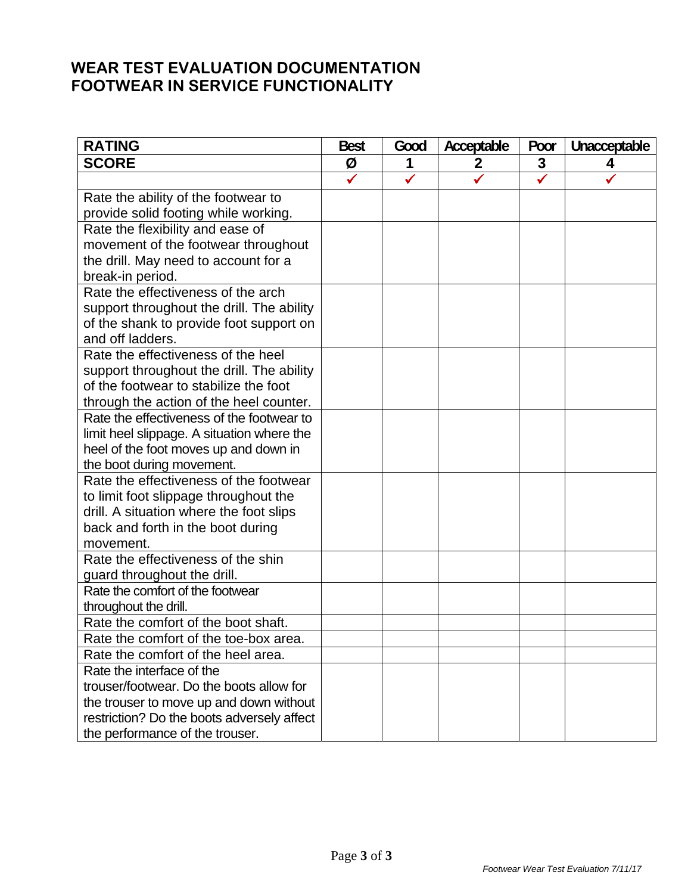## WEAR TEST EVALUATION DOCUMENTATION
## FOOTWEAR IN SERVICE FUNCTIONALITY

| RATING | Best | Good | Acceptable | Poor | Unacceptable |
|---|---|---|---|---|---|
| SCORE | Ø | 1 | 2 | 3 | 4 |
| | ✓ | ✓ | ✓ | ✓ | ✓ |
| Rate the ability of the footwear to provide solid footing while working. | | | | | |
| Rate the flexibility and ease of movement of the footwear throughout the drill. May need to account for a break-in period. | | | | | |
| Rate the effectiveness of the arch support throughout the drill. The ability of the shank to provide foot support on and off ladders. | | | | | |
| Rate the effectiveness of the heel support throughout the drill. The ability of the footwear to stabilize the foot through the action of the heel counter. | | | | | |
| Rate the effectiveness of the footwear to limit heel slippage. A situation where the heel of the foot moves up and down in the boot during movement. | | | | | |
| Rate the effectiveness of the footwear to limit foot slippage throughout the drill. A situation where the foot slips back and forth in the boot during movement. | | | | | |
| Rate the effectiveness of the shin guard throughout the drill. | | | | | |
| Rate the comfort of the footwear throughout the drill. | | | | | |
| Rate the comfort of the boot shaft. | | | | | |
| Rate the comfort of the toe-box area. | | | | | |
| Rate the comfort of the heel area. | | | | | |
| Rate the interface of the trouser/footwear. Do the boots allow for the trouser to move up and down without restriction? Do the boots adversely affect the performance of the trouser. | | | | | |

*Footwear Wear Test Evaluation 7/11/17*